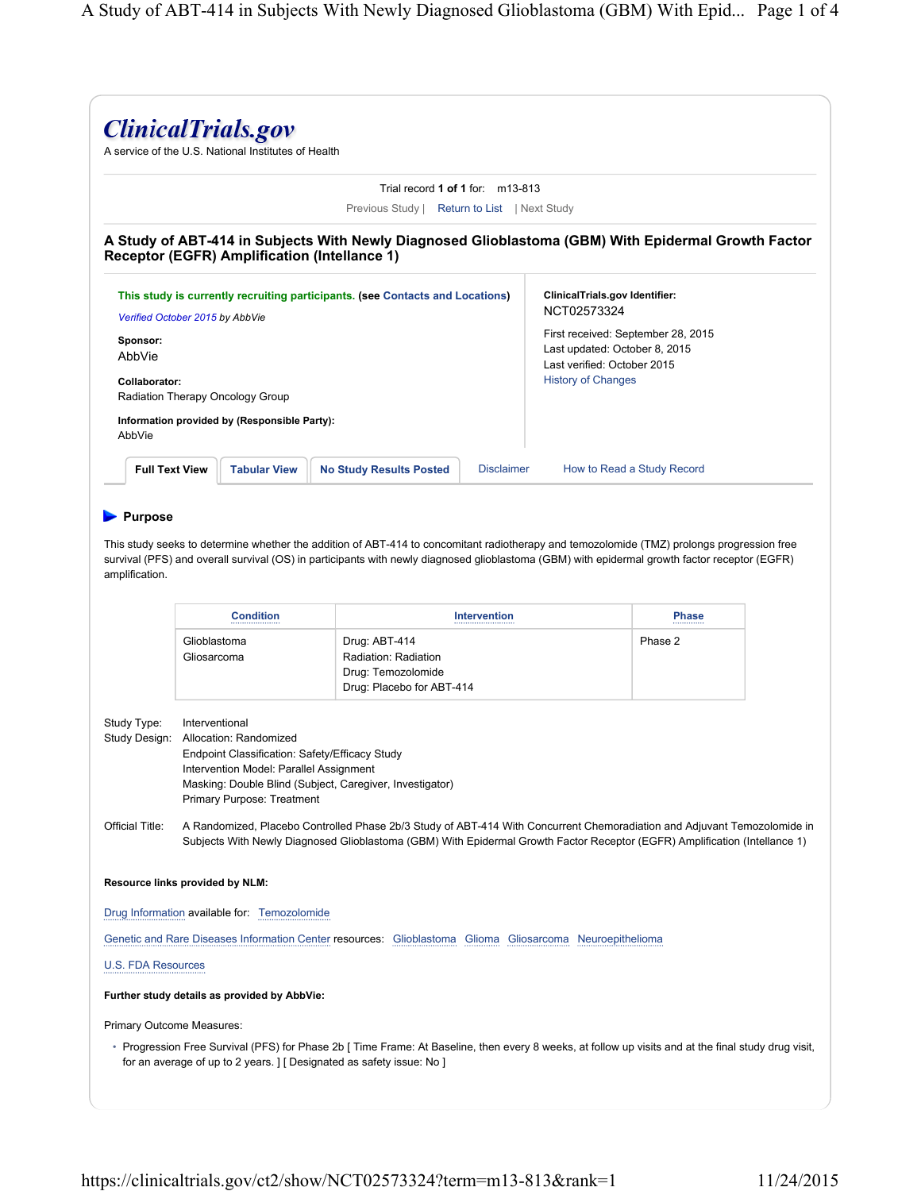# ClinicalTrials.gov

A service of the U.S. National Institutes of Health

Trial record **1 of 1** for: m13-813

Previous Study | Return to List | Next Study

## A Study of ABT-414 in Subjects With Newly Diagnosed Glioblastoma (GBM) With Epidermal Growth Factor Receptor (EGFR) Amplification (Intellance 1)

**This study is currently recruiting participants.** (see Contacts and Locations)

*Verified October 2015 by AbbVie*

**Sponsor:**
AbbVie

**Collaborator:**
Radiation Therapy Oncology Group

**Information provided by (Responsible Party):**
AbbVie

**ClinicalTrials.gov Identifier:**
NCT02573324

First received: September 28, 2015
Last updated: October 8, 2015
Last verified: October 2015
History of Changes

Full Text View | Tabular View | No Study Results Posted | Disclaimer | How to Read a Study Record

### Purpose

This study seeks to determine whether the addition of ABT-414 to concomitant radiotherapy and temozolomide (TMZ) prolongs progression free survival (PFS) and overall survival (OS) in participants with newly diagnosed glioblastoma (GBM) with epidermal growth factor receptor (EGFR) amplification.

| Condition | Intervention | Phase |
|---|---|---|
| Glioblastoma<br>Gliosarcoma | Drug: ABT-414<br>Radiation: Radiation<br>Drug: Temozolomide<br>Drug: Placebo for ABT-414 | Phase 2 |

Study Type: Interventional

Study Design: Allocation: Randomized
Endpoint Classification: Safety/Efficacy Study
Intervention Model: Parallel Assignment
Masking: Double Blind (Subject, Caregiver, Investigator)
Primary Purpose: Treatment

Official Title: A Randomized, Placebo Controlled Phase 2b/3 Study of ABT-414 With Concurrent Chemoradiation and Adjuvant Temozolomide in Subjects With Newly Diagnosed Glioblastoma (GBM) With Epidermal Growth Factor Receptor (EGFR) Amplification (Intellance 1)

**Resource links provided by NLM:**

Drug Information available for: Temozolomide

Genetic and Rare Diseases Information Center resources: Glioblastoma Glioma Gliosarcoma Neuroepithelioma

U.S. FDA Resources

**Further study details as provided by AbbVie:**

Primary Outcome Measures:

- Progression Free Survival (PFS) for Phase 2b [ Time Frame: At Baseline, then every 8 weeks, at follow up visits and at the final study drug visit, for an average of up to 2 years. ] [ Designated as safety issue: No ]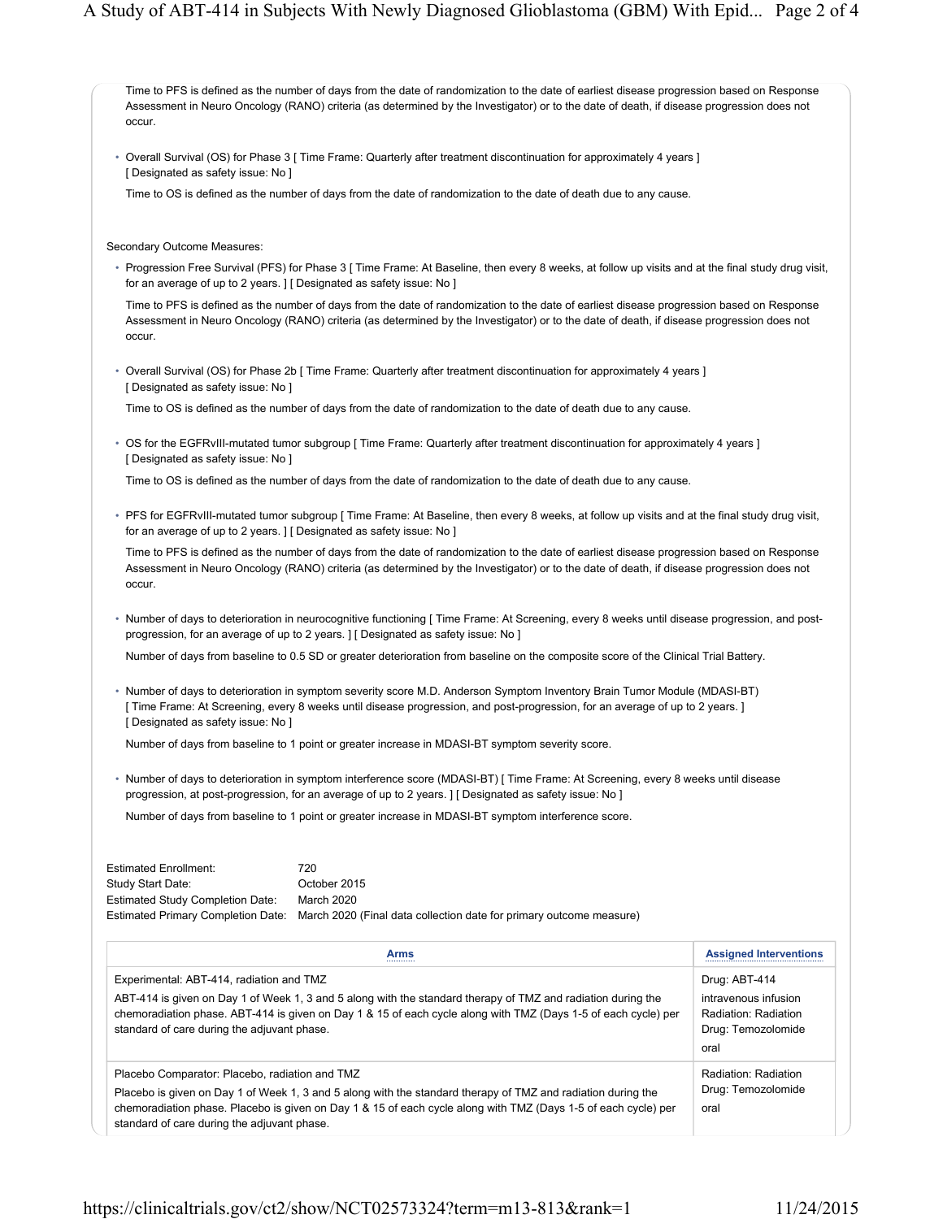Time to PFS is defined as the number of days from the date of randomization to the date of earliest disease progression based on Response Assessment in Neuro Oncology (RANO) criteria (as determined by the Investigator) or to the date of death, if disease progression does not occur.

- Overall Survival (OS) for Phase 3 [ Time Frame: Quarterly after treatment discontinuation for approximately 4 years ] [ Designated as safety issue: No ]

  Time to OS is defined as the number of days from the date of randomization to the date of death due to any cause.

Secondary Outcome Measures:

- Progression Free Survival (PFS) for Phase 3 [ Time Frame: At Baseline, then every 8 weeks, at follow up visits and at the final study drug visit, for an average of up to 2 years. ] [ Designated as safety issue: No ]

  Time to PFS is defined as the number of days from the date of randomization to the date of earliest disease progression based on Response Assessment in Neuro Oncology (RANO) criteria (as determined by the Investigator) or to the date of death, if disease progression does not occur.

- Overall Survival (OS) for Phase 2b [ Time Frame: Quarterly after treatment discontinuation for approximately 4 years ] [ Designated as safety issue: No ]

  Time to OS is defined as the number of days from the date of randomization to the date of death due to any cause.

- OS for the EGFRvIII-mutated tumor subgroup [ Time Frame: Quarterly after treatment discontinuation for approximately 4 years ] [ Designated as safety issue: No ]

  Time to OS is defined as the number of days from the date of randomization to the date of death due to any cause.

- PFS for EGFRvIII-mutated tumor subgroup [ Time Frame: At Baseline, then every 8 weeks, at follow up visits and at the final study drug visit, for an average of up to 2 years. ] [ Designated as safety issue: No ]

  Time to PFS is defined as the number of days from the date of randomization to the date of earliest disease progression based on Response Assessment in Neuro Oncology (RANO) criteria (as determined by the Investigator) or to the date of death, if disease progression does not occur.

- Number of days to deterioration in neurocognitive functioning [ Time Frame: At Screening, every 8 weeks until disease progression, and post-progression, for an average of up to 2 years. ] [ Designated as safety issue: No ]

  Number of days from baseline to 0.5 SD or greater deterioration from baseline on the composite score of the Clinical Trial Battery.

- Number of days to deterioration in symptom severity score M.D. Anderson Symptom Inventory Brain Tumor Module (MDASI-BT) [ Time Frame: At Screening, every 8 weeks until disease progression, and post-progression, for an average of up to 2 years. ] [ Designated as safety issue: No ]

  Number of days from baseline to 1 point or greater increase in MDASI-BT symptom severity score.

- Number of days to deterioration in symptom interference score (MDASI-BT) [ Time Frame: At Screening, every 8 weeks until disease progression, at post-progression, for an average of up to 2 years. ] [ Designated as safety issue: No ]

  Number of days from baseline to 1 point or greater increase in MDASI-BT symptom interference score.

Estimated Enrollment: 720
Study Start Date: October 2015
Estimated Study Completion Date: March 2020
Estimated Primary Completion Date: March 2020 (Final data collection date for primary outcome measure)

| Arms | Assigned Interventions |
|---|---|
| Experimental: ABT-414, radiation and TMZ<br>ABT-414 is given on Day 1 of Week 1, 3 and 5 along with the standard therapy of TMZ and radiation during the chemoradiation phase. ABT-414 is given on Day 1 & 15 of each cycle along with TMZ (Days 1-5 of each cycle) per standard of care during the adjuvant phase. | Drug: ABT-414<br>intravenous infusion<br>Radiation: Radiation<br>Drug: Temozolomide<br>oral |
| Placebo Comparator: Placebo, radiation and TMZ<br>Placebo is given on Day 1 of Week 1, 3 and 5 along with the standard therapy of TMZ and radiation during the chemoradiation phase. Placebo is given on Day 1 & 15 of each cycle along with TMZ (Days 1-5 of each cycle) per standard of care during the adjuvant phase. | Radiation: Radiation<br>Drug: Temozolomide<br>oral |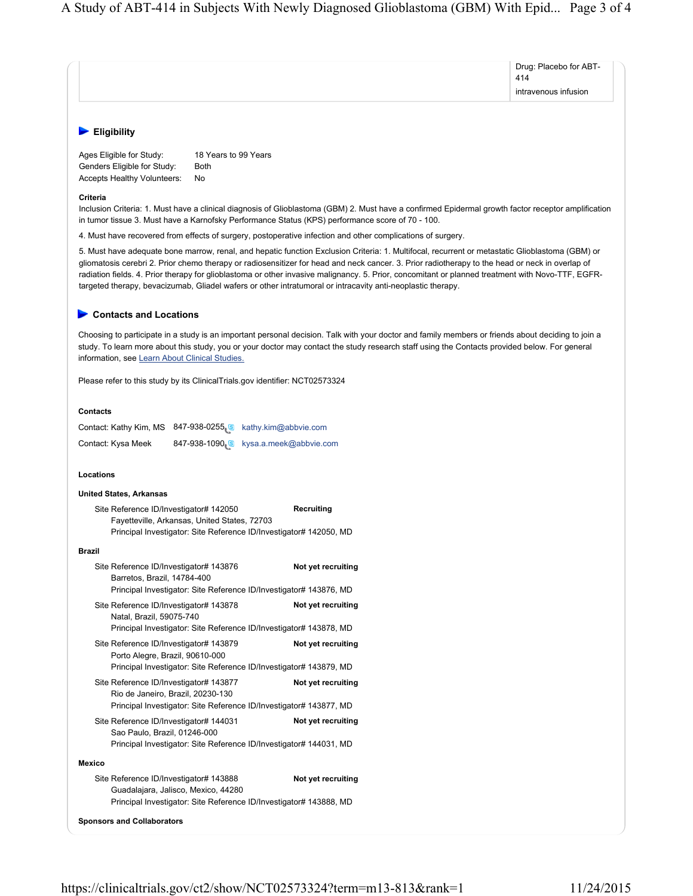| | Drug: Placebo for ABT-414<br>intravenous infusion |
|---|---|

## Eligibility

Ages Eligible for Study: 18 Years to 99 Years
Genders Eligible for Study: Both
Accepts Healthy Volunteers: No

**Criteria**

Inclusion Criteria: 1. Must have a clinical diagnosis of Glioblastoma (GBM) 2. Must have a confirmed Epidermal growth factor receptor amplification in tumor tissue 3. Must have a Karnofsky Performance Status (KPS) performance score of 70 - 100.

4. Must have recovered from effects of surgery, postoperative infection and other complications of surgery.

5. Must have adequate bone marrow, renal, and hepatic function Exclusion Criteria: 1. Multifocal, recurrent or metastatic Glioblastoma (GBM) or gliomatosis cerebri 2. Prior chemo therapy or radiosensitizer for head and neck cancer. 3. Prior radiotherapy to the head or neck in overlap of radiation fields. 4. Prior therapy for glioblastoma or other invasive malignancy. 5. Prior, concomitant or planned treatment with Novo-TTF, EGFR-targeted therapy, bevacizumab, Gliadel wafers or other intratumoral or intracavity anti-neoplastic therapy.

## Contacts and Locations

Choosing to participate in a study is an important personal decision. Talk with your doctor and family members or friends about deciding to join a study. To learn more about this study, you or your doctor may contact the study research staff using the Contacts provided below. For general information, see Learn About Clinical Studies.

Please refer to this study by its ClinicalTrials.gov identifier: NCT02573324

**Contacts**

Contact: Kathy Kim, MS 847-938-0255 kathy.kim@abbvie.com
Contact: Kysa Meek 847-938-1090 kysa.a.meek@abbvie.com

**Locations**

**United States, Arkansas**

Site Reference ID/Investigator# 142050 — **Recruiting**
Fayetteville, Arkansas, United States, 72703
Principal Investigator: Site Reference ID/Investigator# 142050, MD

**Brazil**

Site Reference ID/Investigator# 143876 — **Not yet recruiting**
Barretos, Brazil, 14784-400
Principal Investigator: Site Reference ID/Investigator# 143876, MD

Site Reference ID/Investigator# 143878 — **Not yet recruiting**
Natal, Brazil, 59075-740
Principal Investigator: Site Reference ID/Investigator# 143878, MD

Site Reference ID/Investigator# 143879 — **Not yet recruiting**
Porto Alegre, Brazil, 90610-000
Principal Investigator: Site Reference ID/Investigator# 143879, MD

Site Reference ID/Investigator# 143877 — **Not yet recruiting**
Rio de Janeiro, Brazil, 20230-130
Principal Investigator: Site Reference ID/Investigator# 143877, MD

Site Reference ID/Investigator# 144031 — **Not yet recruiting**
Sao Paulo, Brazil, 01246-000
Principal Investigator: Site Reference ID/Investigator# 144031, MD

**Mexico**

Site Reference ID/Investigator# 143888 — **Not yet recruiting**
Guadalajara, Jalisco, Mexico, 44280
Principal Investigator: Site Reference ID/Investigator# 143888, MD

**Sponsors and Collaborators**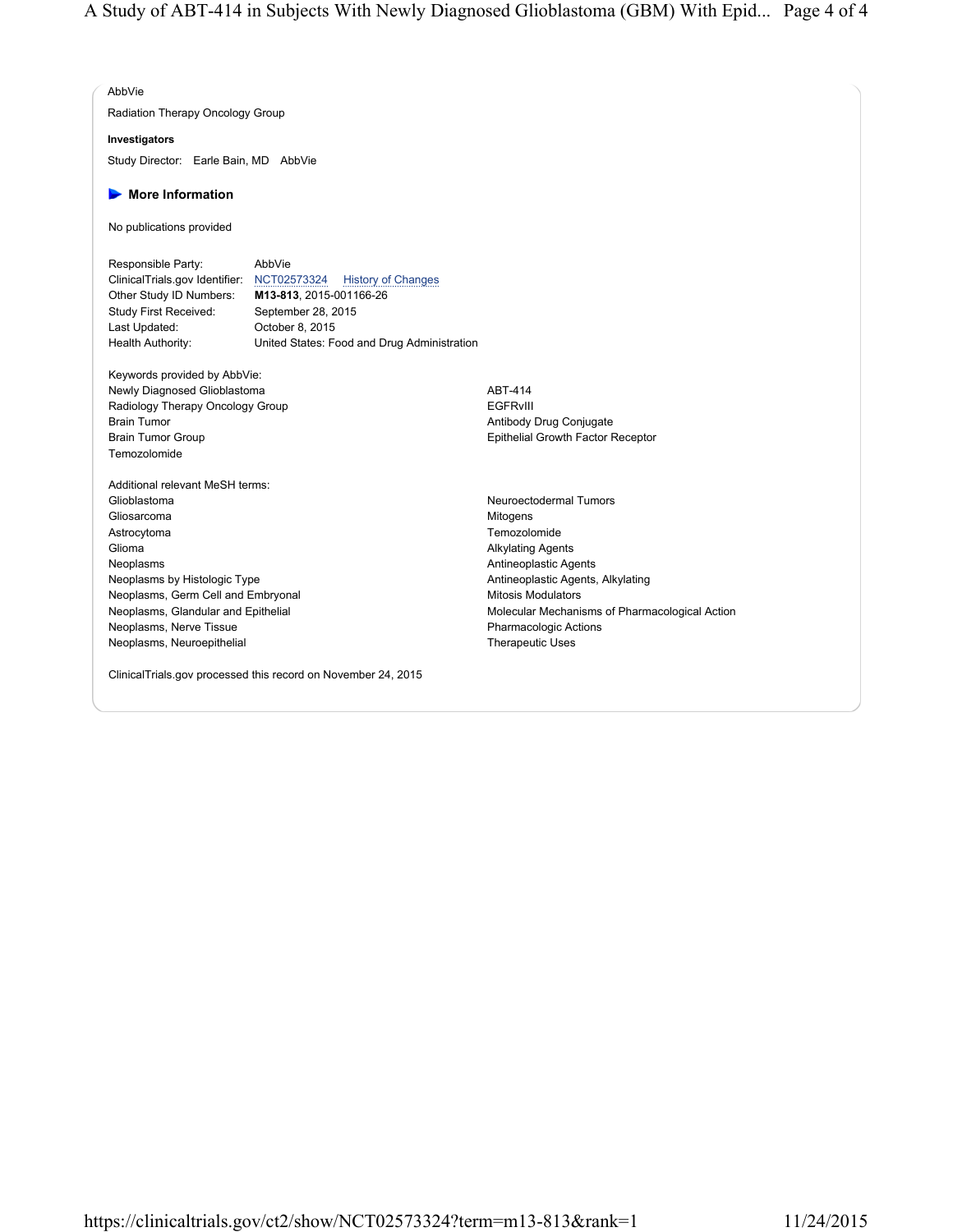AbbVie

Radiation Therapy Oncology Group

**Investigators**

Study Director: Earle Bain, MD AbbVie

## More Information

No publications provided

| | |
|---|---|
| Responsible Party: | AbbVie |
| ClinicalTrials.gov Identifier: | NCT02573324 History of Changes |
| Other Study ID Numbers: | **M13-813**, 2015-001166-26 |
| Study First Received: | September 28, 2015 |
| Last Updated: | October 8, 2015 |
| Health Authority: | United States: Food and Drug Administration |

Keywords provided by AbbVie:

- Newly Diagnosed Glioblastoma
- Radiology Therapy Oncology Group
- Brain Tumor
- Brain Tumor Group
- Temozolomide
- ABT-414
- EGFRvIII
- Antibody Drug Conjugate
- Epithelial Growth Factor Receptor

Additional relevant MeSH terms:

- Glioblastoma
- Gliosarcoma
- Astrocytoma
- Glioma
- Neoplasms
- Neoplasms by Histologic Type
- Neoplasms, Germ Cell and Embryonal
- Neoplasms, Glandular and Epithelial
- Neoplasms, Nerve Tissue
- Neoplasms, Neuroepithelial
- Neuroectodermal Tumors
- Mitogens
- Temozolomide
- Alkylating Agents
- Antineoplastic Agents
- Antineoplastic Agents, Alkylating
- Mitosis Modulators
- Molecular Mechanisms of Pharmacological Action
- Pharmacologic Actions
- Therapeutic Uses

ClinicalTrials.gov processed this record on November 24, 2015